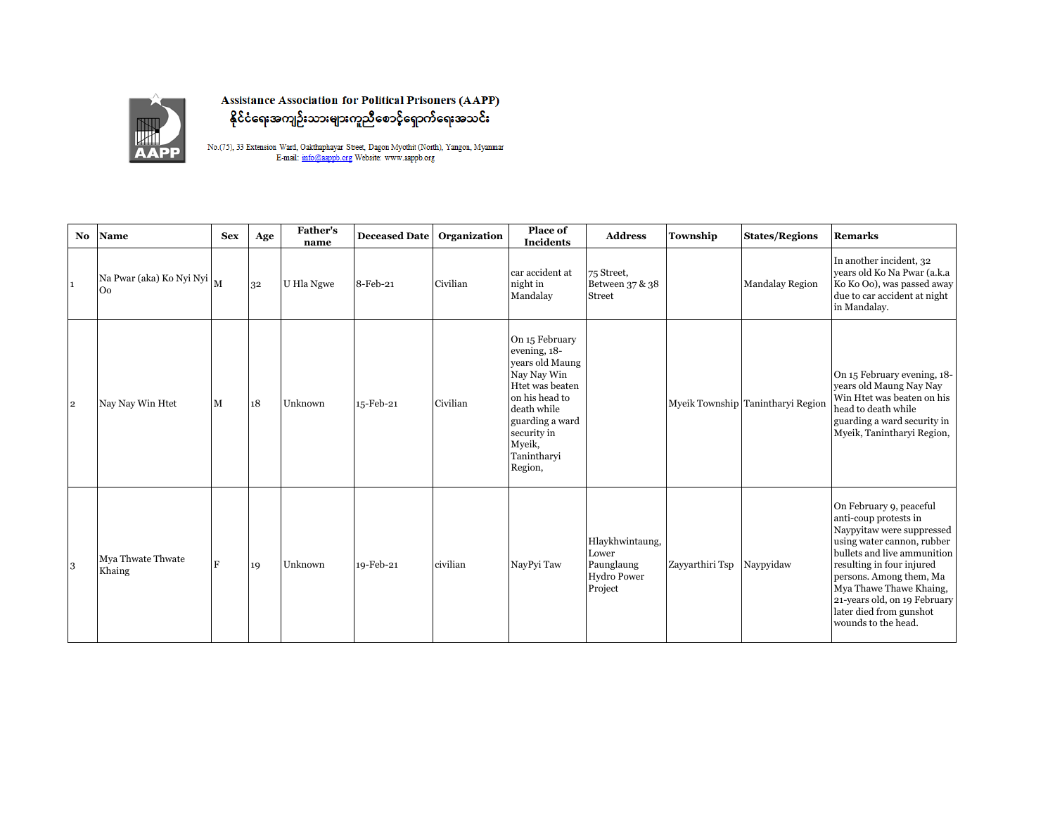**Assistance Association for Political Prisoners (AAPP)**

**နိုင်ငံရေးအကျဉ်းသားများကူညီစောင့်ရှောက်ရေးအသင်း**

No.(75), 33 Extension Ward, Oakthaphayar Street, Dagon Myothit (North), Yangon, Myanmar
E-mail: info@aappb.org Website: www.aappb.org

| No | Name | Sex | Age | Father's name | Deceased Date | Organization | Place of Incidents | Address | Township | States/Regions | Remarks |
|---|---|---|---|---|---|---|---|---|---|---|---|
| 1 | Na Pwar (aka) Ko Nyi Nyi Oo | M | 32 | U Hla Ngwe | 8-Feb-21 | Civilian | car accident at night in Mandalay | 75 Street, Between 37 & 38 Street | | Mandalay Region | In another incident, 32 years old Ko Na Pwar (a.k.a Ko Ko Oo), was passed away due to car accident at night in Mandalay. |
| 2 | Nay Nay Win Htet | M | 18 | Unknown | 15-Feb-21 | Civilian | On 15 February evening, 18-years old Maung Nay Nay Win Htet was beaten on his head to death while guarding a ward security in Myeik, Tanintharyi Region, | | Myeik Township | Tanintharyi Region | On 15 February evening, 18-years old Maung Nay Nay Win Htet was beaten on his head to death while guarding a ward security in Myeik, Tanintharyi Region, |
| 3 | Mya Thwate Thwate Khaing | F | 19 | Unknown | 19-Feb-21 | civilian | NayPyi Taw | Hlaykhwintaung, Lower Paunglaung Hydro Power Project | Zayyarthiri Tsp | Naypyidaw | On February 9, peaceful anti-coup protests in Naypyitaw were suppressed using water cannon, rubber bullets and live ammunition resulting in four injured persons. Among them, Ma Mya Thawe Thawe Khaing, 21-years old, on 19 February later died from gunshot wounds to the head. |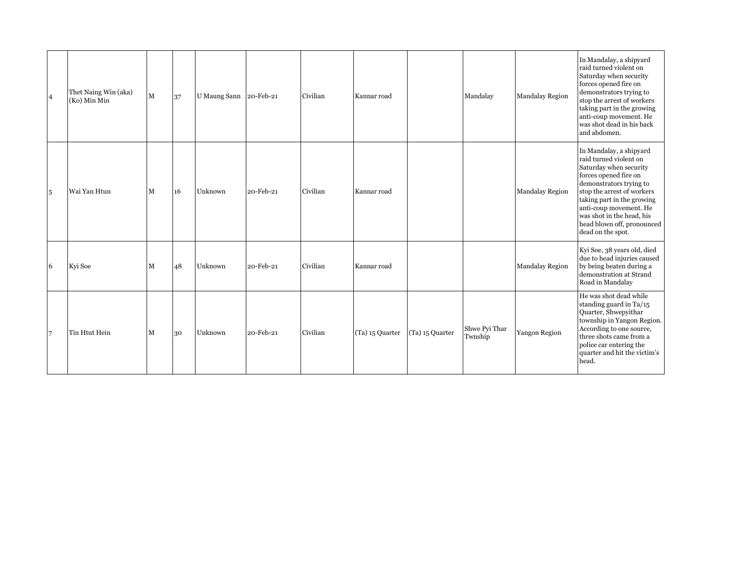| | | | | | | | | | | | |
|---|---|---|---|---|---|---|---|---|---|---|---|
| 4 | Thet Naing Win (aka) (Ko) Min Min | M | 37 | U Maung Sann | 20-Feb-21 | Civilian | Kannar road | | Mandalay | Mandalay Region | In Mandalay, a shipyard raid turned violent on Saturday when security forces opened fire on demonstrators trying to stop the arrest of workers taking part in the growing anti-coup movement. He was shot dead in his back and abdomen. |
| 5 | Wai Yan Htun | M | 16 | Unknown | 20-Feb-21 | Civilian | Kannar road | | | Mandalay Region | In Mandalay, a shipyard raid turned violent on Saturday when security forces opened fire on demonstrators trying to stop the arrest of workers taking part in the growing anti-coup movement. He was shot in the head, his head blown off, pronounced dead on the spot. |
| 6 | Kyi Soe | M | 48 | Unknown | 20-Feb-21 | Civilian | Kannar road | | | Mandalay Region | Kyi Soe, 38 years old, died due to head injuries caused by being beaten during a demonstration at Strand Road in Mandalay |
| 7 | Tin Htut Hein | M | 30 | Unknown | 20-Feb-21 | Civilian | (Ta) 15 Quarter | (Ta) 15 Quarter | Shwe Pyi Thar Twnship | Yangon Region | He was shot dead while standing guard in Ta/15 Quarter, Shwepyithar township in Yangon Region. According to one source, three shots came from a police car entering the quarter and hit the victim's head. |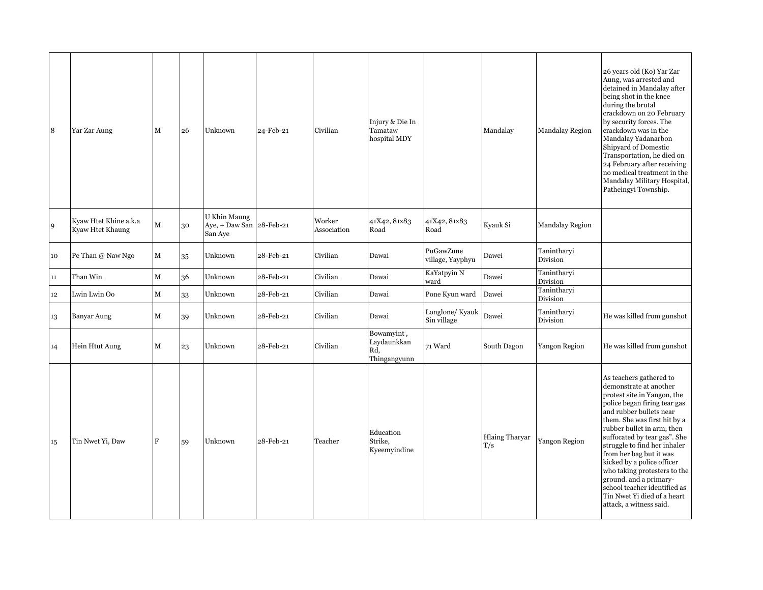| | | | | | | | | | | | |
|---|---|---|---|---|---|---|---|---|---|---|---|
| 8 | Yar Zar Aung | M | 26 | Unknown | 24-Feb-21 | Civilian | Injury & Die In Tamataw hospital MDY | | Mandalay | Mandalay Region | 26 years old (Ko) Yar Zar Aung, was arrested and detained in Mandalay after being shot in the knee during the brutal crackdown on 20 February by security forces. The crackdown was in the Mandalay Yadanarbon Shipyard of Domestic Transportation, he died on 24 February after receiving no medical treatment in the Mandalay Military Hospital, Patheingyi Township. |
| 9 | Kyaw Htet Khine a.k.a Kyaw Htet Khaung | M | 30 | U Khin Maung Aye, + Daw San San Aye | 28-Feb-21 | Worker Association | 41X42, 81x83 Road | 41X42, 81x83 Road | Kyauk Si | Mandalay Region | |
| 10 | Pe Than @ Naw Ngo | M | 35 | Unknown | 28-Feb-21 | Civilian | Dawai | PuGawZune village, Yayphyu | Dawei | Tanintharyi Division | |
| 11 | Than Win | M | 36 | Unknown | 28-Feb-21 | Civilian | Dawai | KaYatpyin N ward | Dawei | Tanintharyi Division | |
| 12 | Lwin Lwin Oo | M | 33 | Unknown | 28-Feb-21 | Civilian | Dawai | Pone Kyun ward | Dawei | Tanintharyi Division | |
| 13 | Banyar Aung | M | 39 | Unknown | 28-Feb-21 | Civilian | Dawai | Longlone/ Kyauk Sin village | Dawei | Tanintharyi Division | He was killed from gunshot |
| 14 | Hein Htut Aung | M | 23 | Unknown | 28-Feb-21 | Civilian | Bowamyint , Laydaunkkan Rd, Thingangyunn | 71 Ward | South Dagon | Yangon Region | He was killed from gunshot |
| 15 | Tin Nwet Yi, Daw | F | 59 | Unknown | 28-Feb-21 | Teacher | Education Strike, Kyeemyindine | | Hlaing Tharyar T/s | Yangon Region | As teachers gathered to demonstrate at another protest site in Yangon, the police began firing tear gas and rubber bullets near them. She was first hit by a rubber bullet in arm, then suffocated by tear gas". She struggle to find her inhaler from her bag but it was kicked by a police officer who taking protesters to the ground. and a primary-school teacher identified as Tin Nwet Yi died of a heart attack, a witness said. |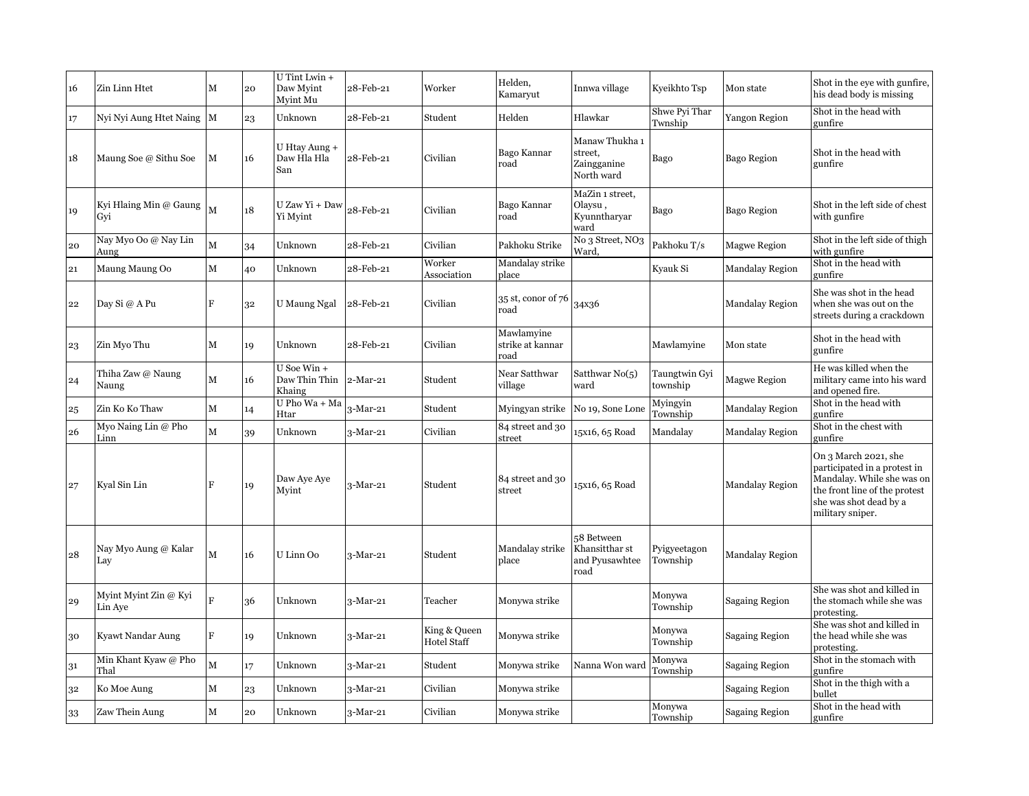| | | | | | | | | | | | |
|---|---|---|---|---|---|---|---|---|---|---|---|
| 16 | Zin Linn Htet | M | 20 | U Tint Lwin + Daw Myint Myint Mu | 28-Feb-21 | Worker | Helden, Kamaryut | Innwa village | Kyeikhto Tsp | Mon state | Shot in the eye with gunfire, his dead body is missing |
| 17 | Nyi Nyi Aung Htet Naing | M | 23 | Unknown | 28-Feb-21 | Student | Helden | Hlawkar | Shwe Pyi Thar Twnship | Yangon Region | Shot in the head with gunfire |
| 18 | Maung Soe @ Sithu Soe | M | 16 | U Htay Aung + Daw Hla Hla San | 28-Feb-21 | Civilian | Bago Kannar road | Manaw Thukha 1 street, Zaingganine North ward | Bago | Bago Region | Shot in the head with gunfire |
| 19 | Kyi Hlaing Min @ Gaung Gyi | M | 18 | U Zaw Yi + Daw Yi Myint | 28-Feb-21 | Civilian | Bago Kannar road | MaZin 1 street, Olaysu , Kyunntharyar ward | Bago | Bago Region | Shot in the left side of chest with gunfire |
| 20 | Nay Myo Oo @ Nay Lin Aung | M | 34 | Unknown | 28-Feb-21 | Civilian | Pakhoku Strike | No 3 Street, NO3 Ward, | Pakhoku T/s | Magwe Region | Shot in the left side of thigh with gunfire |
| 21 | Maung Maung Oo | M | 40 | Unknown | 28-Feb-21 | Worker Association | Mandalay strike place | | Kyauk Si | Mandalay Region | Shot in the head with gunfire |
| 22 | Day Si @ A Pu | F | 32 | U Maung Ngal | 28-Feb-21 | Civilian | 35 st, conor of 76 road | 34x36 | | Mandalay Region | She was shot in the head when she was out on the streets during a crackdown |
| 23 | Zin Myo Thu | M | 19 | Unknown | 28-Feb-21 | Civilian | Mawlamyine strike at kannar road | | Mawlamyine | Mon state | Shot in the head with gunfire |
| 24 | Thiha Zaw @ Naung Naung | M | 16 | U Soe Win + Daw Thin Thin Khaing | 2-Mar-21 | Student | Near Satthwar village | Satthwar No(5) ward | Taungtwin Gyi township | Magwe Region | He was killed when the military came into his ward and opened fire. |
| 25 | Zin Ko Ko Thaw | M | 14 | U Pho Wa + Ma Htar | 3-Mar-21 | Student | Myingyan strike | No 19, Sone Lone | Myingyin Township | Mandalay Region | Shot in the head with gunfire |
| 26 | Myo Naing Lin @ Pho Linn | M | 39 | Unknown | 3-Mar-21 | Civilian | 84 street and 30 street | 15x16, 65 Road | Mandalay | Mandalay Region | Shot in the chest with gunfire |
| 27 | Kyal Sin Lin | F | 19 | Daw Aye Aye Myint | 3-Mar-21 | Student | 84 street and 30 street | 15x16, 65 Road | | Mandalay Region | On 3 March 2021, she participated in a protest in Mandalay. While she was on the front line of the protest she was shot dead by a military sniper. |
| 28 | Nay Myo Aung @ Kalar Lay | M | 16 | U Linn Oo | 3-Mar-21 | Student | Mandalay strike place | 58 Between Khansitthar st and Pyusawhtee road | Pyigyeetagon Township | Mandalay Region | |
| 29 | Myint Myint Zin @ Kyi Lin Aye | F | 36 | Unknown | 3-Mar-21 | Teacher | Monywa strike | | Monywa Township | Sagaing Region | She was shot and killed in the stomach while she was protesting. |
| 30 | Kyawt Nandar Aung | F | 19 | Unknown | 3-Mar-21 | King & Queen Hotel Staff | Monywa strike | | Monywa Township | Sagaing Region | She was shot and killed in the head while she was protesting. |
| 31 | Min Khant Kyaw @ Pho Thal | M | 17 | Unknown | 3-Mar-21 | Student | Monywa strike | Nanna Won ward | Monywa Township | Sagaing Region | Shot in the stomach with gunfire |
| 32 | Ko Moe Aung | M | 23 | Unknown | 3-Mar-21 | Civilian | Monywa strike | | | Sagaing Region | Shot in the thigh with a bullet |
| 33 | Zaw Thein Aung | M | 20 | Unknown | 3-Mar-21 | Civilian | Monywa strike | | Monywa Township | Sagaing Region | Shot in the head with gunfire |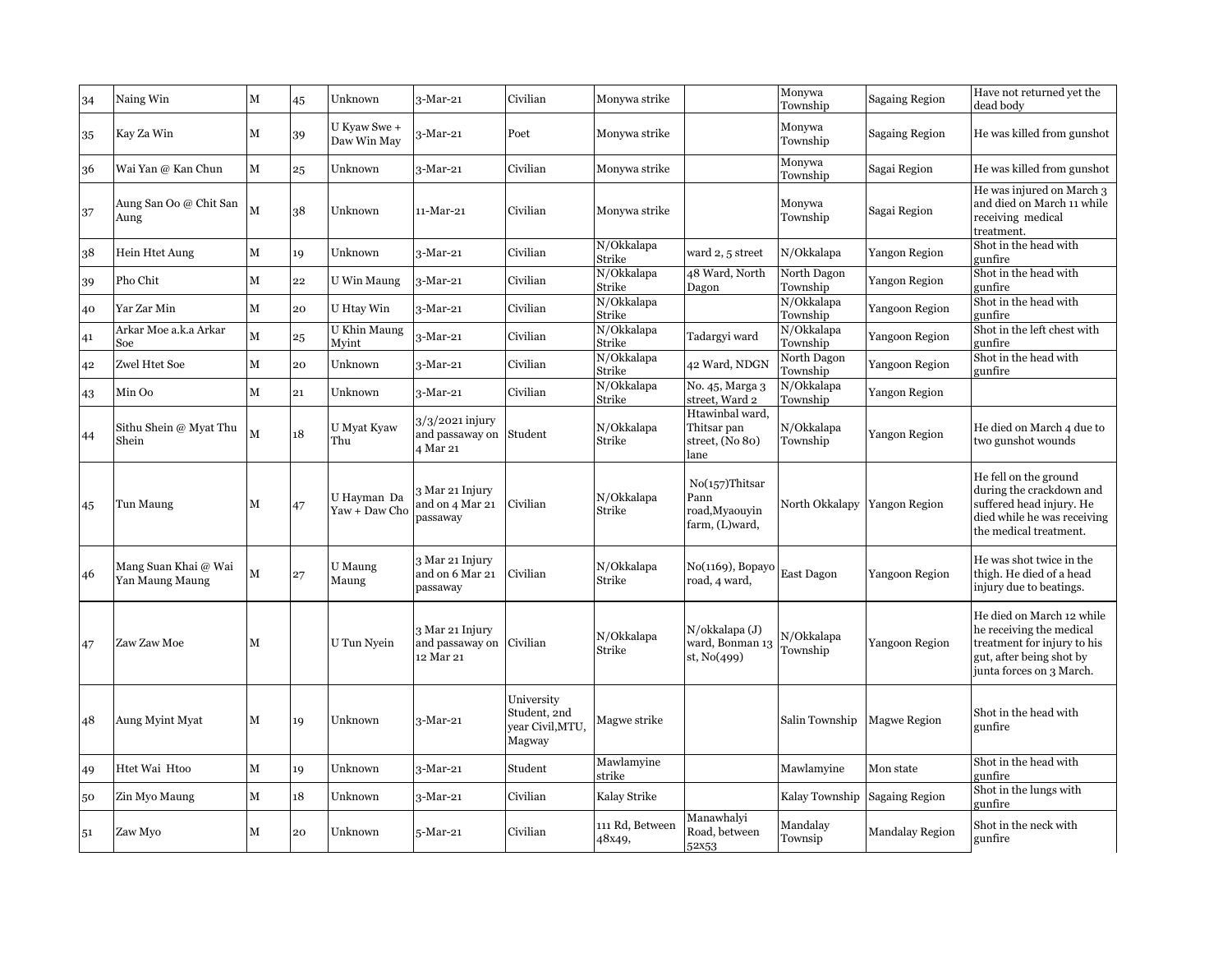| | | | | | | | | | | | |
|---|---|---|---|---|---|---|---|---|---|---|---|
| 34 | Naing Win | M | 45 | Unknown | 3-Mar-21 | Civilian | Monywa strike | | Monywa Township | Sagaing Region | Have not returned yet the dead body |
| 35 | Kay Za Win | M | 39 | U Kyaw Swe + Daw Win May | 3-Mar-21 | Poet | Monywa strike | | Monywa Township | Sagaing Region | He was killed from gunshot |
| 36 | Wai Yan @ Kan Chun | M | 25 | Unknown | 3-Mar-21 | Civilian | Monywa strike | | Monywa Township | Sagai Region | He was killed from gunshot |
| 37 | Aung San Oo @ Chit San Aung | M | 38 | Unknown | 11-Mar-21 | Civilian | Monywa strike | | Monywa Township | Sagai Region | He was injured on March 3 and died on March 11 while receiving medical treatment. |
| 38 | Hein Htet Aung | M | 19 | Unknown | 3-Mar-21 | Civilian | N/Okkalapa Strike | ward 2, 5 street | N/Okkalapa | Yangon Region | Shot in the head with gunfire |
| 39 | Pho Chit | M | 22 | U Win Maung | 3-Mar-21 | Civilian | N/Okkalapa Strike | 48 Ward, North Dagon | North Dagon Township | Yangon Region | Shot in the head with gunfire |
| 40 | Yar Zar Min | M | 20 | U Htay Win | 3-Mar-21 | Civilian | N/Okkalapa Strike | | N/Okkalapa Township | Yangoon Region | Shot in the head with gunfire |
| 41 | Arkar Moe a.k.a Arkar Soe | M | 25 | U Khin Maung Myint | 3-Mar-21 | Civilian | N/Okkalapa Strike | Tadargyi ward | N/Okkalapa Township | Yangoon Region | Shot in the left chest with gunfire |
| 42 | Zwel Htet Soe | M | 20 | Unknown | 3-Mar-21 | Civilian | N/Okkalapa Strike | 42 Ward, NDGN | North Dagon Township | Yangoon Region | Shot in the head with gunfire |
| 43 | Min Oo | M | 21 | Unknown | 3-Mar-21 | Civilian | N/Okkalapa Strike | No. 45, Marga 3 street, Ward 2 | N/Okkalapa Township | Yangon Region | |
| 44 | Sithu Shein @ Myat Thu Shein | M | 18 | U Myat Kyaw Thu | 3/3/2021 injury and passaway on 4 Mar 21 | Student | N/Okkalapa Strike | Htawinbal ward, Thitsar pan street, (No 80) lane | N/Okkalapa Township | Yangon Region | He died on March 4 due to two gunshot wounds |
| 45 | Tun Maung | M | 47 | U Hayman Da Yaw + Daw Cho | 3 Mar 21 Injury and on 4 Mar 21 passaway | Civilian | N/Okkalapa Strike | No(157)Thitsar Pann road,Myaouyin farm, (L)ward, | North Okkalapy | Yangon Region | He fell on the ground during the crackdown and suffered head injury. He died while he was receiving the medical treatment. |
| 46 | Mang Suan Khai @ Wai Yan Maung Maung | M | 27 | U Maung Maung | 3 Mar 21 Injury and on 6 Mar 21 passaway | Civilian | N/Okkalapa Strike | No(1169), Bopayo road, 4 ward, | East Dagon | Yangoon Region | He was shot twice in the thigh. He died of a head injury due to beatings. |
| 47 | Zaw Zaw Moe | M | | U Tun Nyein | 3 Mar 21 Injury and passaway on 12 Mar 21 | Civilian | N/Okkalapa Strike | N/okkalapa (J) ward, Bonman 13 st, No(499) | N/Okkalapa Township | Yangoon Region | He died on March 12 while he receiving the medical treatment for injury to his gut, after being shot by junta forces on 3 March. |
| 48 | Aung Myint Myat | M | 19 | Unknown | 3-Mar-21 | University Student, 2nd year Civil,MTU, Magway | Magwe strike | | Salin Township | Magwe Region | Shot in the head with gunfire |
| 49 | Htet Wai Htoo | M | 19 | Unknown | 3-Mar-21 | Student | Mawlamyine strike | | Mawlamyine | Mon state | Shot in the head with gunfire |
| 50 | Zin Myo Maung | M | 18 | Unknown | 3-Mar-21 | Civilian | Kalay Strike | | Kalay Township | Sagaing Region | Shot in the lungs with gunfire |
| 51 | Zaw Myo | M | 20 | Unknown | 5-Mar-21 | Civilian | 111 Rd, Between 48x49, | Manawhalyi Road, between 52x53 | Mandalay Townsip | Mandalay Region | Shot in the neck with gunfire |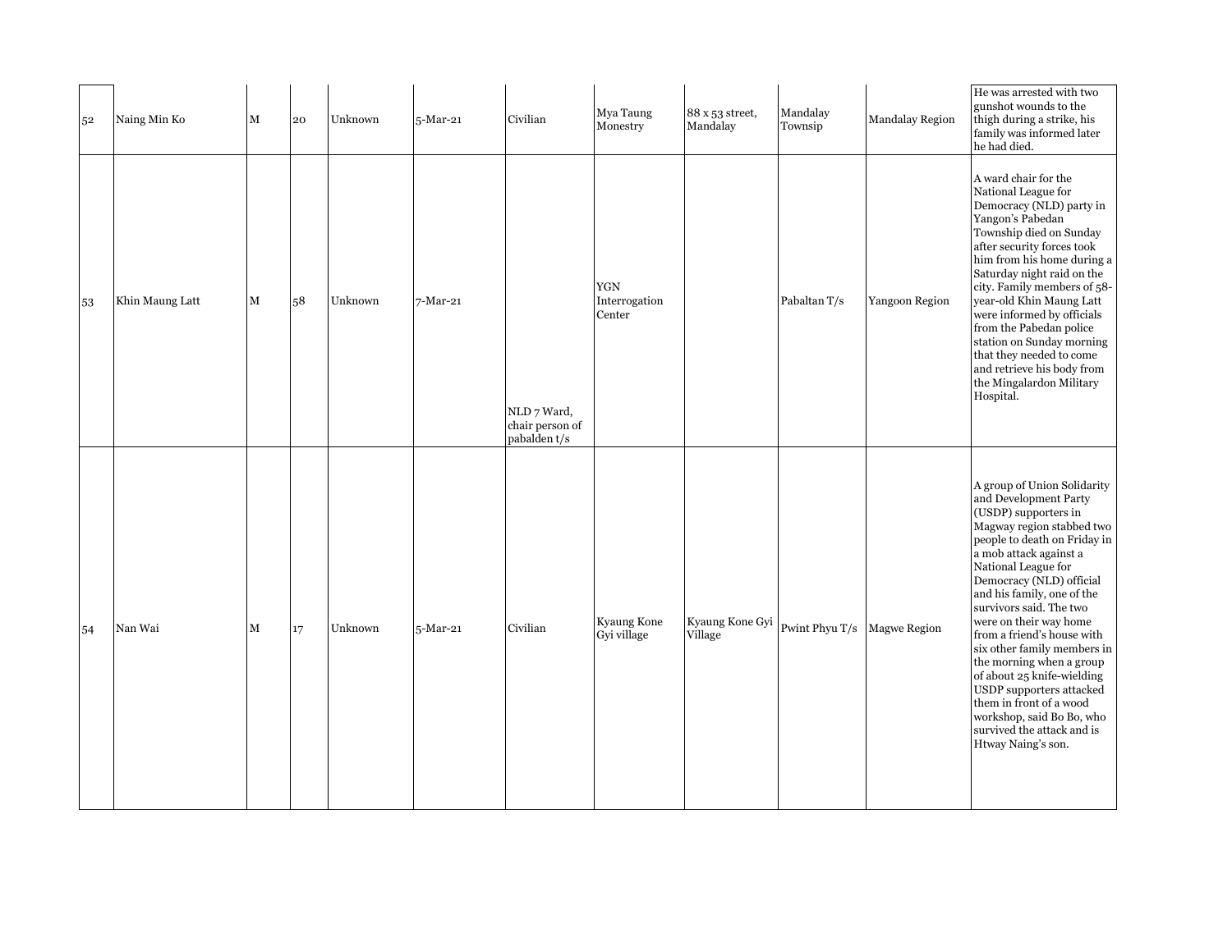| | | | | | | | | | | | |
|---|---|---|---|---|---|---|---|---|---|---|---|
| 52 | Naing Min Ko | M | 20 | Unknown | 5-Mar-21 | Civilian | Mya Taung Monestry | 88 x 53 street, Mandalay | Mandalay Townsip | Mandalay Region | He was arrested with two gunshot wounds to the thigh during a strike, his family was informed later he had died. |
| 53 | Khin Maung Latt | M | 58 | Unknown | 7-Mar-21 | NLD 7 Ward, chair person of pabalden t/s | YGN Interrogation Center | | Pabaltan T/s | Yangoon Region | A ward chair for the National League for Democracy (NLD) party in Yangon's Pabedan Township died on Sunday after security forces took him from his home during a Saturday night raid on the city. Family members of 58-year-old Khin Maung Latt were informed by officials from the Pabedan police station on Sunday morning that they needed to come and retrieve his body from the Mingalardon Military Hospital. |
| 54 | Nan Wai | M | 17 | Unknown | 5-Mar-21 | Civilian | Kyaung Kone Gyi village | Kyaung Kone Gyi Village | Pwint Phyu T/s | Magwe Region | A group of Union Solidarity and Development Party (USDP) supporters in Magway region stabbed two people to death on Friday in a mob attack against a National League for Democracy (NLD) official and his family, one of the survivors said. The two were on their way home from a friend's house with six other family members in the morning when a group of about 25 knife-wielding USDP supporters attacked them in front of a wood workshop, said Bo Bo, who survived the attack and is Htway Naing's son. |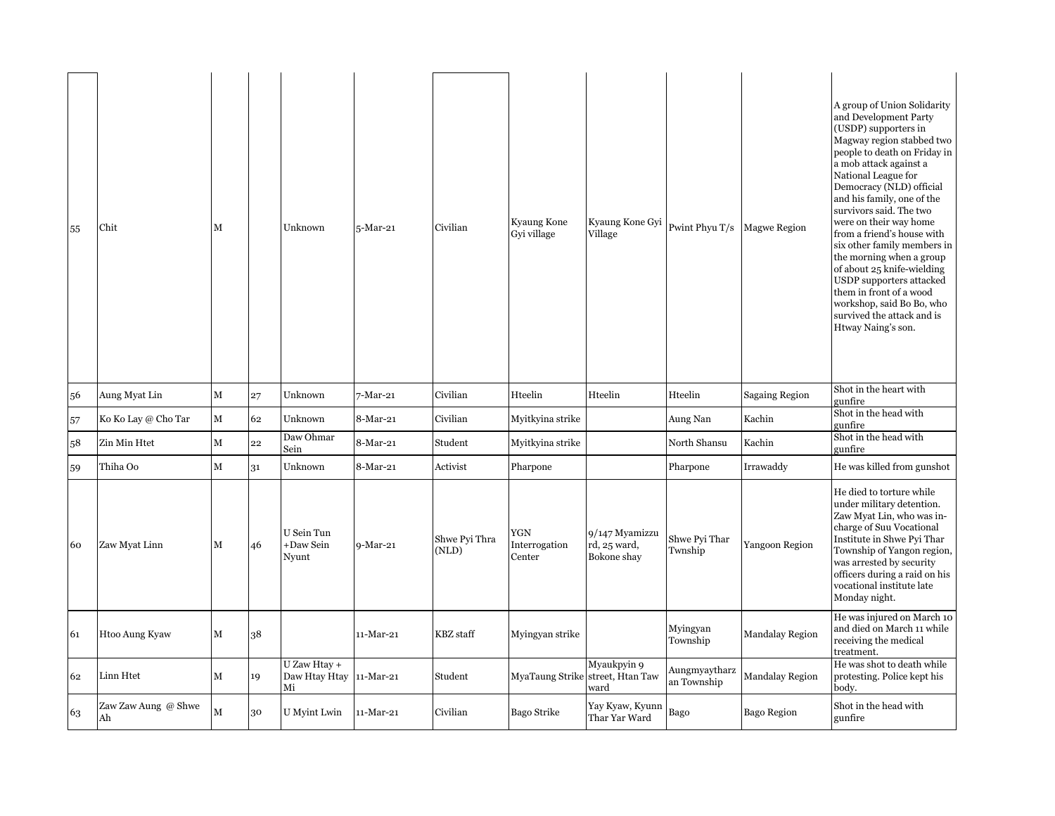| | | | | | | | | | | | |
|---|---|---|---|---|---|---|---|---|---|---|---|
| 55 | Chit | M | | Unknown | 5-Mar-21 | Civilian | Kyaung Kone Gyi village | Kyaung Kone Gyi Village | Pwint Phyu T/s | Magwe Region | A group of Union Solidarity and Development Party (USDP) supporters in Magway region stabbed two people to death on Friday in a mob attack against a National League for Democracy (NLD) official and his family, one of the survivors said. The two were on their way home from a friend's house with six other family members in the morning when a group of about 25 knife-wielding USDP supporters attacked them in front of a wood workshop, said Bo Bo, who survived the attack and is Htway Naing's son. |
| 56 | Aung Myat Lin | M | 27 | Unknown | 7-Mar-21 | Civilian | Hteelin | Hteelin | Hteelin | Sagaing Region | Shot in the heart with gunfire |
| 57 | Ko Ko Lay @ Cho Tar | M | 62 | Unknown | 8-Mar-21 | Civilian | Myitkyina strike | | Aung Nan | Kachin | Shot in the head with gunfire |
| 58 | Zin Min Htet | M | 22 | Daw Ohmar Sein | 8-Mar-21 | Student | Myitkyina strike | | North Shansu | Kachin | Shot in the head with gunfire |
| 59 | Thiha Oo | M | 31 | Unknown | 8-Mar-21 | Activist | Pharpone | | Pharpone | Irrawaddy | He was killed from gunshot |
| 60 | Zaw Myat Linn | M | 46 | U Sein Tun +Daw Sein Nyunt | 9-Mar-21 | Shwe Pyi Thra (NLD) | YGN Interrogation Center | 9/147 Myamizzu rd, 25 ward, Bokone shay | Shwe Pyi Thar Twnship | Yangoon Region | He died to torture while under military detention. Zaw Myat Lin, who was in-charge of Suu Vocational Institute in Shwe Pyi Thar Township of Yangon region, was arrested by security officers during a raid on his vocational institute late Monday night. |
| 61 | Htoo Aung Kyaw | M | 38 | | 11-Mar-21 | KBZ staff | Myingyan strike | | Myingyan Township | Mandalay Region | He was injured on March 10 and died on March 11 while receiving the medical treatment. |
| 62 | Linn Htet | M | 19 | U Zaw Htay + Daw Htay Htay Mi | 11-Mar-21 | Student | MyaTaung Strike | Myaukpyin 9 street, Htan Taw ward | Aungmyaytharz an Township | Mandalay Region | He was shot to death while protesting. Police kept his body. |
| 63 | Zaw Zaw Aung @ Shwe Ah | M | 30 | U Myint Lwin | 11-Mar-21 | Civilian | Bago Strike | Yay Kyaw, Kyunn Thar Yar Ward | Bago | Bago Region | Shot in the head with gunfire |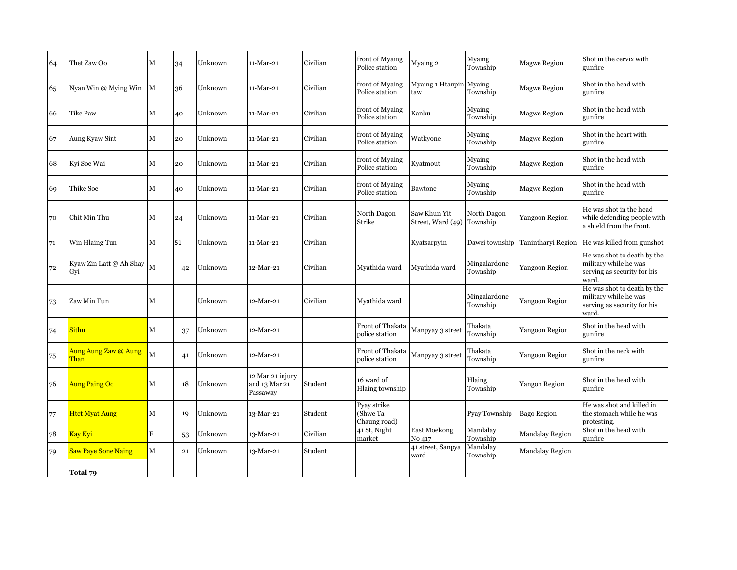| | | | | | | | | | | | |
|---|---|---|---|---|---|---|---|---|---|---|---|
| 64 | Thet Zaw Oo | M | 34 | Unknown | 11-Mar-21 | Civilian | front of Myaing Police station | Myaing 2 | Myaing Township | Magwe Region | Shot in the cervix with gunfire |
| 65 | Nyan Win @ Mying Win | M | 36 | Unknown | 11-Mar-21 | Civilian | front of Myaing Police station | Myaing 1 Htanpin taw | Myaing Township | Magwe Region | Shot in the head with gunfire |
| 66 | Tike Paw | M | 40 | Unknown | 11-Mar-21 | Civilian | front of Myaing Police station | Kanbu | Myaing Township | Magwe Region | Shot in the head with gunfire |
| 67 | Aung Kyaw Sint | M | 20 | Unknown | 11-Mar-21 | Civilian | front of Myaing Police station | Watkyone | Myaing Township | Magwe Region | Shot in the heart with gunfire |
| 68 | Kyi Soe Wai | M | 20 | Unknown | 11-Mar-21 | Civilian | front of Myaing Police station | Kyatmout | Myaing Township | Magwe Region | Shot in the head with gunfire |
| 69 | Thike Soe | M | 40 | Unknown | 11-Mar-21 | Civilian | front of Myaing Police station | Bawtone | Myaing Township | Magwe Region | Shot in the head with gunfire |
| 70 | Chit Min Thu | M | 24 | Unknown | 11-Mar-21 | Civilian | North Dagon Strike | Saw Khun Yit Street, Ward (49) | North Dagon Township | Yangoon Region | He was shot in the head while defending people with a shield from the front. |
| 71 | Win Hlaing Tun | M | 51 | Unknown | 11-Mar-21 | Civilian | | Kyatsarpyin | Dawei township | Tanintharyi Region | He was killed from gunshot |
| 72 | Kyaw Zin Latt @ Ah Shay Gyi | M | 42 | Unknown | 12-Mar-21 | Civilian | Myathida ward | Myathida ward | Mingalardone Township | Yangoon Region | He was shot to death by the military while he was serving as security for his ward. |
| 73 | Zaw Min Tun | M | | Unknown | 12-Mar-21 | Civilian | Myathida ward | | Mingalardone Township | Yangoon Region | He was shot to death by the military while he was serving as security for his ward. |
| 74 | Sithu | M | 37 | Unknown | 12-Mar-21 | | Front of Thakata police station | Manpyay 3 street | Thakata Township | Yangoon Region | Shot in the head with gunfire |
| 75 | Aung Aung Zaw @ Aung Than | M | 41 | Unknown | 12-Mar-21 | | Front of Thakata police station | Manpyay 3 street | Thakata Township | Yangoon Region | Shot in the neck with gunfire |
| 76 | Aung Paing Oo | M | 18 | Unknown | 12 Mar 21 injury and 13 Mar 21 Passaway | Student | 16 ward of Hlaing township | | Hlaing Township | Yangon Region | Shot in the head with gunfire |
| 77 | Htet Myat Aung | M | 19 | Unknown | 13-Mar-21 | Student | Pyay strike (Shwe Ta Chaung road) | | Pyay Township | Bago Region | He was shot and killed in the stomach while he was protesting. |
| 78 | Kay Kyi | F | 53 | Unknown | 13-Mar-21 | Civilian | 41 St, Night market | East Moekong, No 417 | Mandalay Township | Mandalay Region | Shot in the head with gunfire |
| 79 | Saw Paye Sone Naing | M | 21 | Unknown | 13-Mar-21 | Student | | 41 street, Sanpya ward | Mandalay Township | Mandalay Region | |
| | | | | | | | | | | | |
| | **Total 79** | | | | | | | | | | |